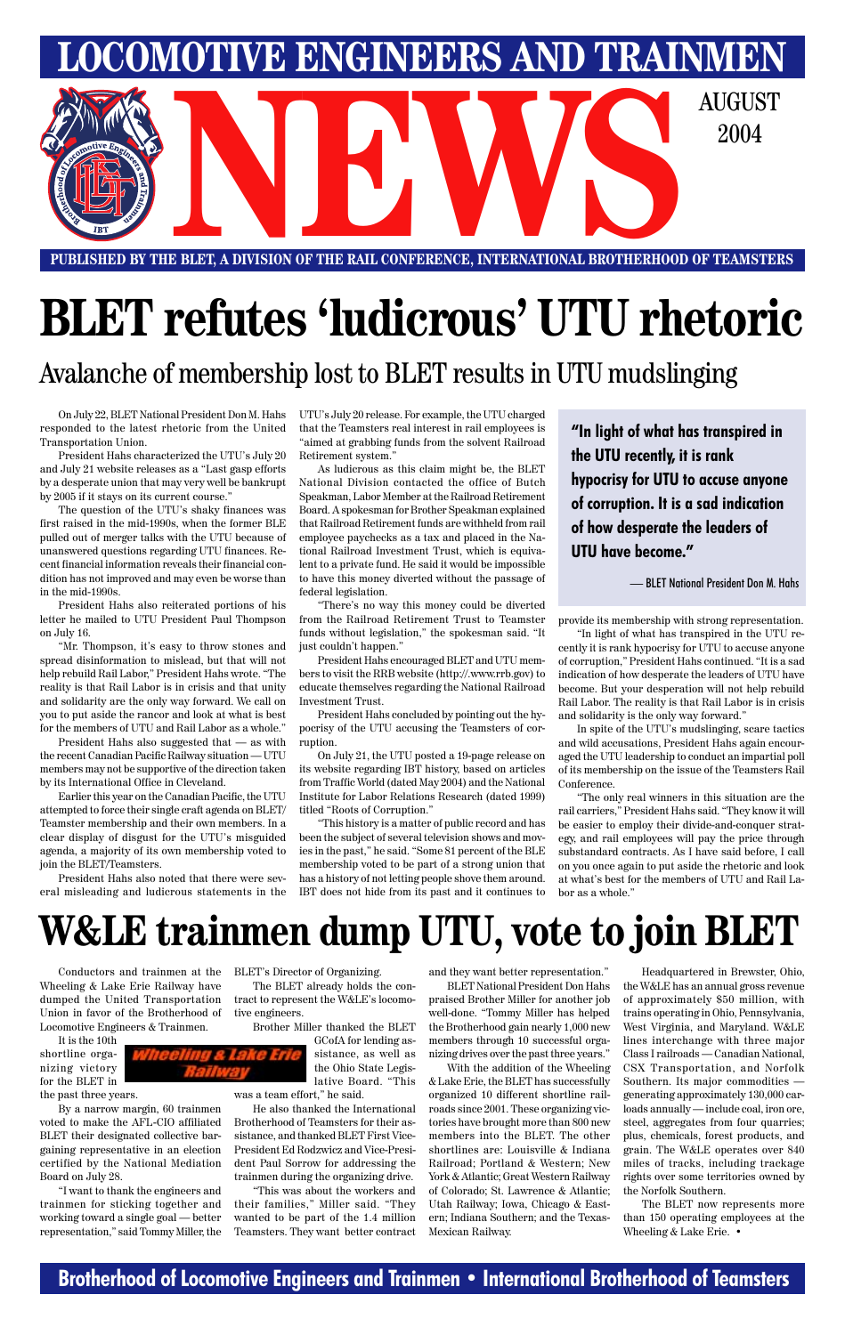# LOCOMOTIVE ENGINEERS AND TRAINMEN NEWS

AUGUST 2004

PUBLISHED BY THE BLET, A DIVISION OF THE RAIL CONFERENCE, INTERNATIONAL BROTHERHOOD OF TEAMSTERS

# BLET refutes 'ludicrous' UTU rhetoric

## Avalanche of membership lost to BLET results in UTU mudslinging

On July 22, BLET National President Don M. Hahs responded to the latest rhetoric from the United Transportation Union.

President Hahs characterized the UTU's July 20 and July 21 website releases as a "Last gasp efforts by a desperate union that may very well be bankrupt by 2005 if it stays on its current course."

The question of the UTU's shaky finances was first raised in the mid-1990s, when the former BLE pulled out of merger talks with the UTU because of unanswered questions regarding UTU finances. Recent financial information reveals their financial condition has not improved and may even be worse than in the mid-1990s.

President Hahs also reiterated portions of his letter he mailed to UTU President Paul Thompson on July 16.

"Mr. Thompson, it's easy to throw stones and spread disinformation to mislead, but that will not help rebuild Rail Labor," President Hahs wrote. "The reality is that Rail Labor is in crisis and that unity and solidarity are the only way forward. We call on you to put aside the rancor and look at what is best for the members of UTU and Rail Labor as a whole."

President Hahs also suggested that — as with the recent Canadian Pacific Railway situation — UTU members may not be supportive of the direction taken by its International Office in Cleveland.

Earlier this year on the Canadian Pacific, the UTU attempted to force their single craft agenda on BLET/Teamster membership and their own members. In a clear display of disgust for the UTU's misguided agenda, a majority of its own membership voted to join the BLET/Teamsters.

President Hahs also noted that there were several misleading and ludicrous statements in the UTU's July 20 release. For example, the UTU charged that the Teamsters real interest in rail employees is "aimed at grabbing funds from the solvent Railroad Retirement system."

As ludicrous as this claim might be, the BLET National Division contacted the office of Butch Speakman, Labor Member at the Railroad Retirement Board. A spokesman for Brother Speakman explained that Railroad Retirement funds are withheld from rail employee paychecks as a tax and placed in the National Railroad Investment Trust, which is equivalent to a private fund. He said it would be impossible to have this money diverted without the passage of federal legislation.

"There's no way this money could be diverted from the Railroad Retirement Trust to Teamster funds without legislation," the spokesman said. "It just couldn't happen."

President Hahs encouraged BLET and UTU members to visit the RRB website (http://.www.rrb.gov) to educate themselves regarding the National Railroad Investment Trust.

President Hahs concluded by pointing out the hypocrisy of the UTU accusing the Teamsters of corruption.

On July 21, the UTU posted a 19-page release on its website regarding IBT history, based on articles from Traffic World (dated May 2004) and the National Institute for Labor Relations Research (dated 1999) titled "Roots of Corruption."

"This history is a matter of public record and has been the subject of several television shows and movies in the past," he said. "Some 81 percent of the BLE membership voted to be part of a strong union that has a history of not letting people shove them around. IBT does not hide from its past and it continues to provide its membership with strong representation.

> **"In light of what has transpired in the UTU recently, it is rank hypocrisy for UTU to accuse anyone of corruption. It is a sad indication of how desperate the leaders of UTU have become."**
>
> — BLET National President Don M. Hahs

"In light of what has transpired in the UTU recently it is rank hypocrisy for UTU to accuse anyone of corruption," President Hahs continued. "It is a sad indication of how desperate the leaders of UTU have become. But your desperation will not help rebuild Rail Labor. The reality is that Rail Labor is in crisis and solidarity is the only way forward."

In spite of the UTU's mudslinging, scare tactics and wild accusations, President Hahs again encouraged the UTU leadership to conduct an impartial poll of its membership on the issue of the Teamsters Rail Conference.

"The only real winners in this situation are the rail carriers," President Hahs said. "They know it will be easier to employ their divide-and-conquer strategy, and rail employees will pay the price through substandard contracts. As I have said before, I call on you once again to put aside the rhetoric and look at what's best for the members of UTU and Rail Labor as a whole."

# W&LE trainmen dump UTU, vote to join BLET

Conductors and trainmen at the Wheeling & Lake Erie Railway have dumped the United Transportation Union in favor of the Brotherhood of Locomotive Engineers & Trainmen.

It is the 10th shortline organizing victory for the BLET in the past three years.

By a narrow margin, 60 trainmen voted to make the AFL-CIO affiliated BLET their designated collective bargaining representative in an election certified by the National Mediation Board on July 28.

"I want to thank the engineers and trainmen for sticking together and working toward a single goal — better representation," said Tommy Miller, the BLET's Director of Organizing.

The BLET already holds the contract to represent the W&LE's locomotive engineers.

Brother Miller thanked the BLET GCofA for lending assistance, as well as the Ohio State Legislative Board. "This was a team effort," he said.

He also thanked the International Brotherhood of Teamsters for their assistance, and thanked BLET First Vice-President Ed Rodzwicz and Vice-President Paul Sorrow for addressing the trainmen during the organizing drive.

"This was about the workers and their families," Miller said. "They wanted to be part of the 1.4 million Teamsters. They want better contract and they want better representation."

BLET National President Don Hahs praised Brother Miller for another job well-done. "Tommy Miller has helped the Brotherhood gain nearly 1,000 new members through 10 successful organizing drives over the past three years."

With the addition of the Wheeling & Lake Erie, the BLET has successfully organized 10 different shortline railroads since 2001. These organizing victories have brought more than 800 new members into the BLET. The other shortlines are: Louisville & Indiana Railroad; Portland & Western; New York & Atlantic; Great Western Railway of Colorado; St. Lawrence & Atlantic; Utah Railway; Iowa, Chicago & Eastern; Indiana Southern; and the Texas-Mexican Railway.

Headquartered in Brewster, Ohio, the W&LE has an annual gross revenue of approximately $50 million, with trains operating in Ohio, Pennsylvania, West Virginia, and Maryland. W&LE lines interchange with three major Class I railroads — Canadian National, CSX Transportation, and Norfolk Southern. Its major commodities — generating approximately 130,000 carloads annually — include coal, iron ore, steel, aggregates from four quarries; plus, chemicals, forest products, and grain. The W&LE operates over 840 miles of tracks, including trackage rights over some territories owned by the Norfolk Southern.

The BLET now represents more than 150 operating employees at the Wheeling & Lake Erie. •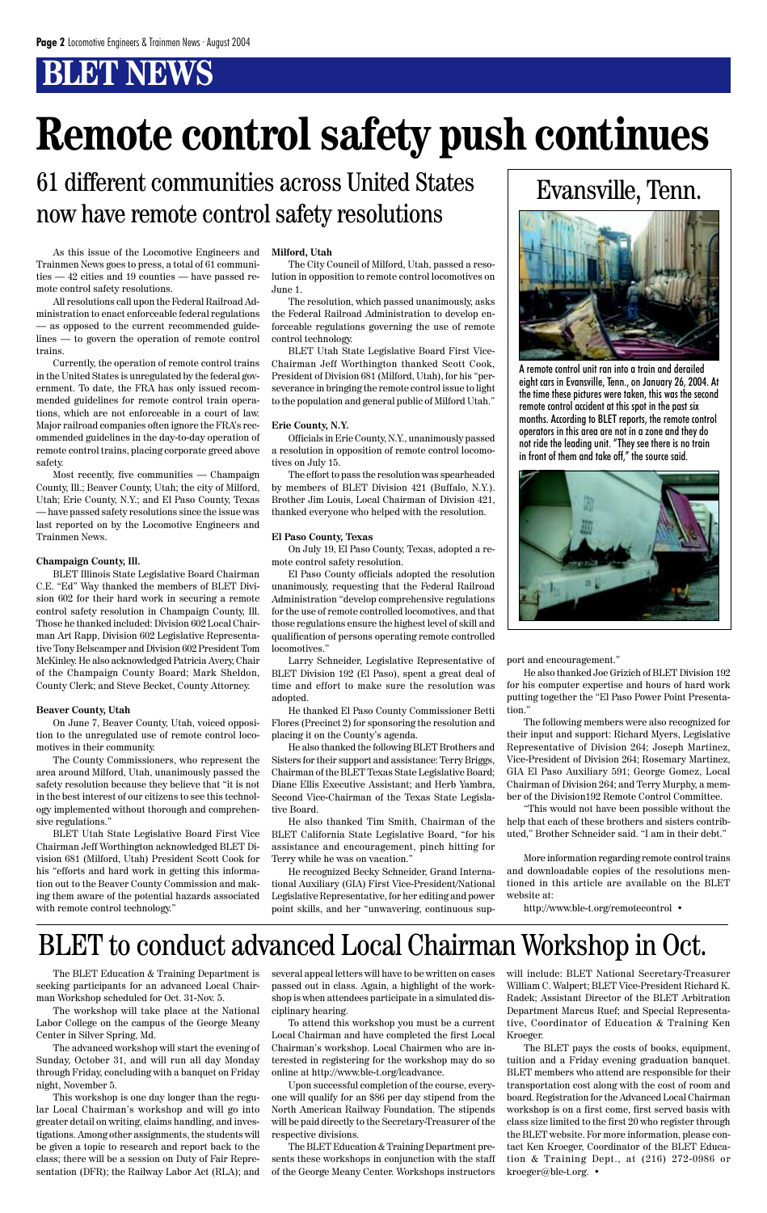# BLET NEWS

# Remote control safety push continues

## 61 different communities across United States now have remote control safety resolutions

As this issue of the Locomotive Engineers and Trainmen News goes to press, a total of 61 communities — 42 cities and 19 counties — have passed remote control safety resolutions.

All resolutions call upon the Federal Railroad Administration to enact enforceable federal regulations — as opposed to the current recommended guidelines — to govern the operation of remote control trains.

Currently, the operation of remote control trains in the United States is unregulated by the federal government. To date, the FRA has only issued recommended guidelines for remote control train operations, which are not enforceable in a court of law. Major railroad companies often ignore the FRA's recommended guidelines in the day-to-day operation of remote control trains, placing corporate greed above safety.

Most recently, five communities — Champaign County, Ill.; Beaver County, Utah; the city of Milford, Utah; Erie County, N.Y.; and El Paso County, Texas — have passed safety resolutions since the issue was last reported on by the Locomotive Engineers and Trainmen News.

### Champaign County, Ill.

BLET Illinois State Legislative Board Chairman C.E. "Ed" Way thanked the members of BLET Division 602 for their hard work in securing a remote control safety resolution in Champaign County, Ill. Those he thanked included: Division 602 Local Chairman Art Rapp, Division 602 Legislative Representative Tony Belscamper and Division 602 President Tom McKinley. He also acknowledged Patricia Avery, Chair of the Champaign County Board; Mark Sheldon, County Clerk; and Steve Becket, County Attorney.

### Beaver County, Utah

On June 7, Beaver County, Utah, voiced opposition to the unregulated use of remote control locomotives in their community.

The County Commissioners, who represent the area around Milford, Utah, unanimously passed the safety resolution because they believe that "it is not in the best interest of our citizens to see this technology implemented without thorough and comprehensive regulations."

BLET Utah State Legislative Board First Vice Chairman Jeff Worthington acknowledged BLET Division 681 (Milford, Utah) President Scott Cook for his "efforts and hard work in getting this information out to the Beaver County Commission and making them aware of the potential hazards associated with remote control technology."

### Milford, Utah

The City Council of Milford, Utah, passed a resolution in opposition to remote control locomotives on June 1.

The resolution, which passed unanimously, asks the Federal Railroad Administration to develop enforceable regulations governing the use of remote control technology.

BLET Utah State Legislative Board First Vice-Chairman Jeff Worthington thanked Scott Cook, President of Division 681 (Milford, Utah), for his "perseverance in bringing the remote control issue to light to the population and general public of Milford Utah."

### Erie County, N.Y.

Officials in Erie County, N.Y., unanimously passed a resolution in opposition of remote control locomotives on July 15.

The effort to pass the resolution was spearheaded by members of BLET Division 421 (Buffalo, N.Y.). Brother Jim Louis, Local Chairman of Division 421, thanked everyone who helped with the resolution.

### El Paso County, Texas

On July 19, El Paso County, Texas, adopted a remote control safety resolution.

El Paso County officials adopted the resolution unanimously, requesting that the Federal Railroad Administration "develop comprehensive regulations for the use of remote controlled locomotives, and that those regulations ensure the highest level of skill and qualification of persons operating remote controlled locomotives."

Larry Schneider, Legislative Representative of BLET Division 192 (El Paso), spent a great deal of time and effort to make sure the resolution was adopted.

He thanked El Paso County Commissioner Betti Flores (Precinct 2) for sponsoring the resolution and placing it on the County's agenda.

He also thanked the following BLET Brothers and Sisters for their support and assistance: Terry Briggs, Chairman of the BLET Texas State Legislative Board; Diane Ellis Executive Assistant; and Herb Yambra, Second Vice-Chairman of the Texas State Legislative Board.

He also thanked Tim Smith, Chairman of the BLET California State Legislative Board, "for his assistance and encouragement, pinch hitting for Terry while he was on vacation."

He recognized Becky Schneider, Grand International Auxiliary (GIA) First Vice-President/National Legislative Representative, for her editing and power point skills, and her "unwavering, continuous support and encouragement."

He also thanked Joe Grizich of BLET Division 192 for his computer expertise and hours of hard work putting together the "El Paso Power Point Presentation."

The following members were also recognized for their input and support: Richard Myers, Legislative Representative of Division 264; Joseph Martinez, Vice-President of Division 264; Rosemary Martinez, GIA El Paso Auxiliary 591; George Gomez, Local Chairman of Division 264; and Terry Murphy, a member of the Division192 Remote Control Committee.

"This would not have been possible without the help that each of these brothers and sisters contributed," Brother Schneider said. "I am in their debt."

More information regarding remote control trains and downloadable copies of the resolutions mentioned in this article are available on the BLET website at:

http://www.ble-t.org/remotecontrol •

## Evansville, Tenn.

A remote control unit ran into a train and derailed eight cars in Evansville, Tenn., on January 26, 2004. At the time these pictures were taken, this was the second remote control accident at this spot in the past six months. According to BLET reports, the remote control operators in this area are not in a zone and they do not ride the leading unit. "They see there is no train in front of them and take off," the source said.

# BLET to conduct advanced Local Chairman Workshop in Oct.

The BLET Education & Training Department is seeking participants for an advanced Local Chairman Workshop scheduled for Oct. 31-Nov. 5.

The workshop will take place at the National Labor College on the campus of the George Meany Center in Silver Spring, Md.

The advanced workshop will start the evening of Sunday, October 31, and will run all day Monday through Friday, concluding with a banquet on Friday night, November 5.

This workshop is one day longer than the regular Local Chairman's workshop and will go into greater detail on writing, claims handling, and investigations. Among other assignments, the students will be given a topic to research and report back to the class; there will be a session on Duty of Fair Representation (DFR); the Railway Labor Act (RLA); and several appeal letters will have to be written on cases passed out in class. Again, a highlight of the workshop is when attendees participate in a simulated disciplinary hearing.

To attend this workshop you must be a current Local Chairman and have completed the first Local Chairman's workshop. Local Chairmen who are interested in registering for the workshop may do so online at http://www.ble-t.org/lcadvance.

Upon successful completion of the course, everyone will qualify for an $86 per day stipend from the North American Railway Foundation. The stipends will be paid directly to the Secretary-Treasurer of the respective divisions.

The BLET Education & Training Department presents these workshops in conjunction with the staff of the George Meany Center. Workshops instructors will include: BLET National Secretary-Treasurer William C. Walpert; BLET Vice-President Richard K. Radek; Assistant Director of the BLET Arbitration Department Marcus Ruef; and Special Representative, Coordinator of Education & Training Ken Kroeger.

The BLET pays the costs of books, equipment, tuition and a Friday evening graduation banquet. BLET members who attend are responsible for their transportation cost along with the cost of room and board. Registration for the Advanced Local Chairman workshop is on a first come, first served basis with class size limited to the first 20 who register through the BLET website. For more information, please contact Ken Kroeger, Coordinator of the BLET Education & Training Dept., at (216) 272-0986 or kroeger@ble-t.org. •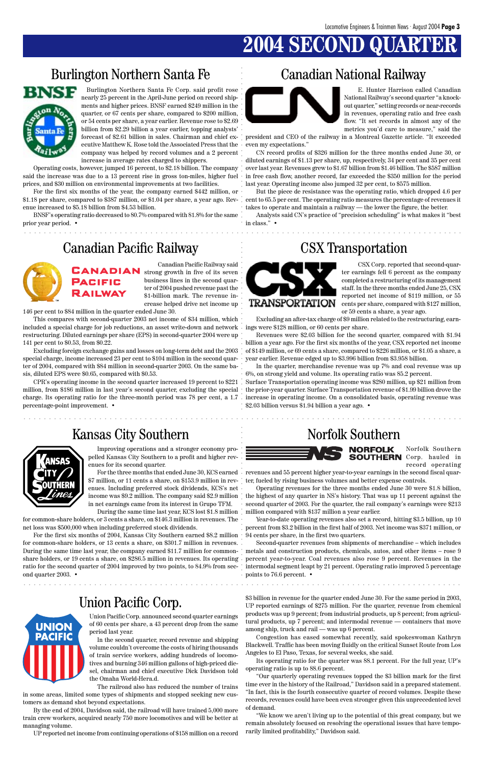# 2004 SECOND QUARTER

## Burlington Northern Santa Fe

Burlington Northern Santa Fe Corp. said profit rose nearly 25 percent in the April-June period on record shipments and higher prices. BNSF earned $249 million in the quarter, or 67 cents per share, compared to $200 million, or 54 cents per share, a year earlier. Revenue rose to $2.69 billion from $2.29 billion a year earlier, topping analysts' forecast of $2.61 billion in sales. Chairman and chief executive Matthew K. Rose told the Associated Press that the company was helped by record volumes and a 2 percent increase in average rates charged to shippers.

Operating costs, however, jumped 16 percent, to $2.18 billion. The company said the increase was due to a 13 percent rise in gross ton-miles, higher fuel prices, and $30 million on environmental improvements at two facilities.

For the first six months of the year, the company earned $442 million, or $1.18 per share, compared to $387 million, or $1.04 per share, a year ago. Revenue increased to $5.18 billion from $4.53 billion.

BNSF's operating ratio decreased to 80.7% compared with 81.8% for the same prior year period. •

## Canadian National Railway

E. Hunter Harrison called Canadian National Railway's second quarter "a knockout quarter," setting records or near-records in revenues, operating ratio and free cash flow. "It set records in almost any of the metrics you'd care to measure," said the president and CEO of the railway in a Montreal Gazette article. "It exceeded even my expectations."

CN record profits of $326 million for the three months ended June 30, or diluted earnings of $1.13 per share, up, respectively, 34 per cent and 35 per cent over last year. Revenues grew to $1.67 billion from $1.46 billion. The $587 million in free cash flow, another record, far exceeded the $350 million for the period last year. Operating income also jumped 32 per cent, to $575 million.

But the piece de resistance was the operating ratio, which dropped 4.6 per cent to 65.5 per cent. The operating ratio measures the percentage of revenues it takes to operate and maintain a railway — the lower the figure, the better.

Analysts said CN's practice of "precision scheduling" is what makes it "best in class." •

## Canadian Pacific Railway

Canadian Pacific Railway said strong growth in five of its seven business lines in the second quarter of 2004 pushed revenue past the $1-billion mark. The revenue increase helped drive net income up 146 per cent to $84 million in the quarter ended June 30.

This compares with second-quarter 2003 net income of $34 million, which included a special charge for job reductions, an asset write-down and network restructuring. Diluted earnings per share (EPS) in second-quarter 2004 were up 141 per cent to $0.53, from $0.22.

Excluding foreign exchange gains and losses on long-term debt and the 2003 special charge, income increased 23 per cent to $104 million in the second quarter of 2004, compared with $84 million in second-quarter 2003. On the same basis, diluted EPS were $0.65, compared with $0.53.

CPR's operating income in the second quarter increased 19 percent to $221 million, from $186 million in last year's second quarter, excluding the special charge. Its operating ratio for the three-month period was 78 per cent, a 1.7 percentage-point improvement. •

## CSX Transportation

CSX Corp. reported that second-quarter earnings fell 6 percent as the company completed a restructuring of its management staff. In the three months ended June 25, CSX reported net income of $119 million, or 55 cents per share, compared with $127 million, or 59 cents a share, a year ago.

Excluding an after-tax charge of $9 million related to the restructuring, earnings were $128 million, or 60 cents per share.

Revenues were $2.03 billion for the second quarter, compared with $1.94 billion a year ago. For the first six months of the year, CSX reported net income of $149 million, or 69 cents a share, compared to $226 million, or $1.05 a share, a year earlier. Revenue edged up to $3.996 billion from $3.958 billion.

In the quarter, merchandise revenue was up 7% and coal revenue was up 6%, on strong yield and volume. Its operating ratio was 85.2 percent.

Surface Transportation operating income was $280 million, up $21 million from the prior-year quarter. Surface Transportation revenue of $1.99 billion drove the increase in operating income. On a consolidated basis, operating revenue was $2.03 billion versus $1.94 billion a year ago. •

## Kansas City Southern

Improving operations and a stronger economy propelled Kansas City Southern to a profit and higher revenues for its second quarter.

For the three months that ended June 30, KCS earned $7 million, or 11 cents a share, on $153.9 million in revenues. Including preferred stock dividends, KCS's net income was $9.2 million. The company said $2.9 million in net earnings came from its interest in Grupo TFM.

During the same time last year, KCS lost $1.8 million for common-share holders, or 3 cents a share, on $146.3 million in revenues. The net loss was $500,000 when including preferred stock dividends.

For the first six months of 2004, Kansas City Southern earned $8.2 million for common-share holders, or 13 cents a share, on $301.7 million in revenues. During the same time last year, the company earned $11.7 million for common-share holders, or 19 cents a share, on $286.5 million in revenues. Its operating ratio for the second quarter of 2004 improved by two points, to 84.9% from second quarter 2003. •

## Norfolk Southern

Norfolk Southern Corp. hauled in record operating revenues and 55 percent higher year-to-year earnings in the second fiscal quarter, fueled by rising business volumes and better expense controls.

Operating revenues for the three months ended June 30 were $1.8 billion, the highest of any quarter in NS's history. That was up 11 percent against the second quarter of 2003. For the quarter, the rail company's earnings were $213 million compared with $137 million a year earlier.

Year-to-date operating revenues also set a record, hitting $3.5 billion, up 10 percent from $3.2 billion in the first half of 2003. Net income was $371 million, or 94 cents per share, in the first two quarters.

Second-quarter revenues from shipments of merchandise – which includes metals and construction products, chemicals, autos, and other items – rose 9 percent year-to-year. Coal revenues also rose 9 percent. Revenues in the intermodal segment leapt by 21 percent. Operating ratio improved 5 percentage points to 76.6 percent. •

## Union Pacific Corp.

Union Pacific Corp. announced second quarter earnings of 60 cents per share, a 43 percent drop from the same period last year.

In the second quarter, record revenue and shipping volume couldn't overcome the costs of hiring thousands of train service workers, adding hundreds of locomotives and burning 346 million gallons of high-priced diesel, chairman and chief executive Dick Davidson told the Omaha World-Hera.d.

The railroad also has reduced the number of trains in some areas, limited some types of shipments and stopped seeking new customers as demand shot beyond expectations.

By the end of 2004, Davidson said, the railroad will have trained 5,000 more train crew workers, acquired nearly 750 more locomotives and will be better at managing volume.

UP reported net income from continuing operations of $158 million on a record $3 billion in revenue for the quarter ended June 30. For the same period in 2003, UP reported earnings of $275 million. For the quarter, revenue from chemical products was up 9 percent; from industrial products, up 8 percent; from agricultural products, up 7 percent; and intermodal revenue — containers that move among ship, truck and rail — was up 6 percent.

Congestion has eased somewhat recently, said spokeswoman Kathryn Blackwell. Traffic has been moving fluidly on the critical Sunset Route from Los Angeles to El Paso, Texas, for several weeks, she said.

Its operating ratio for the quarter was 88.1 percent. For the full year, UP's operating ratio is up to 88.6 percent.

"Our quarterly operating revenues topped the $3 billion mark for the first time ever in the history of the Railroad," Davidson said in a prepared statement. "In fact, this is the fourth consecutive quarter of record volumes. Despite these records, revenues could have been even stronger given this unprecedented level of demand.

"We know we aren't living up to the potential of this great company, but we remain absolutely focused on resolving the operational issues that have temporarily limited profitability," Davidson said.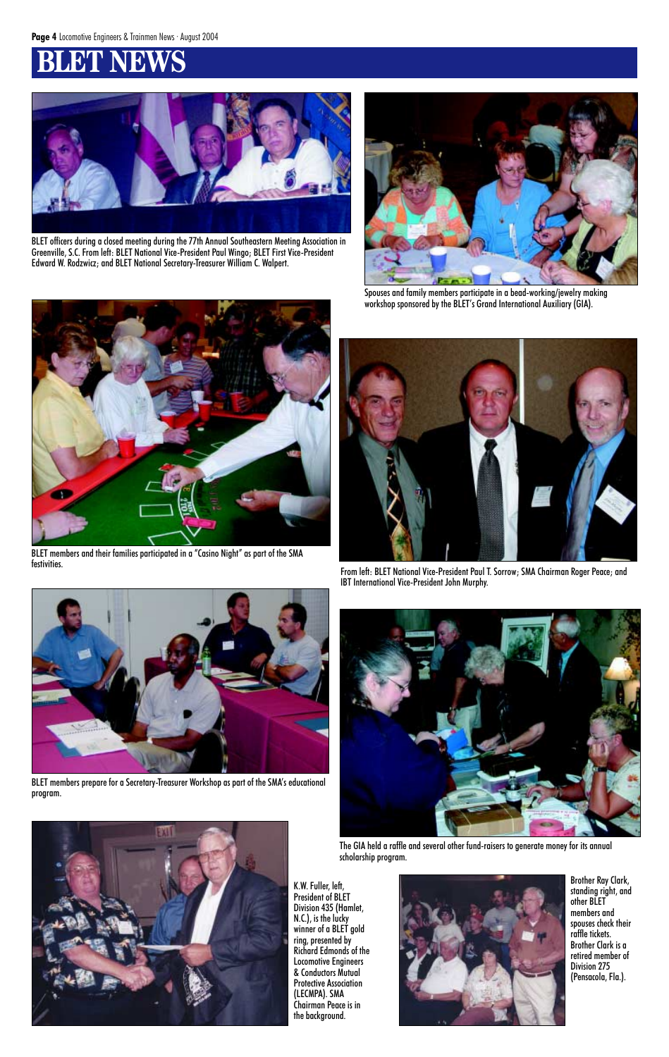# BLET NEWS

BLET officers during a closed meeting during the 77th Annual Southeastern Meeting Association in Greenville, S.C. From left: BLET National Vice-President Paul Wingo; BLET First Vice-President Edward W. Rodzwicz; and BLET National Secretary-Treasurer William C. Walpert.

Spouses and family members participate in a bead-working/jewelry making workshop sponsored by the BLET's Grand International Auxiliary (GIA).

BLET members and their families participated in a "Casino Night" as part of the SMA festivities.

From left: BLET National Vice-President Paul T. Sorrow; SMA Chairman Roger Peace; and IBT International Vice-President John Murphy.

BLET members prepare for a Secretary-Treasurer Workshop as part of the SMA's educational program.

The GIA held a raffle and several other fund-raisers to generate money for its annual scholarship program.

K.W. Fuller, left, President of BLET Division 435 (Hamlet, N.C.), is the lucky winner of a BLET gold ring, presented by Richard Edmonds of the Locomotive Engineers & Conductors Mutual Protective Association (LECMPA). SMA Chairman Peace is in the background.

Brother Ray Clark, standing right, and other BLET members and spouses check their raffle tickets. Brother Clark is a retired member of Division 275 (Pensacola, Fla.).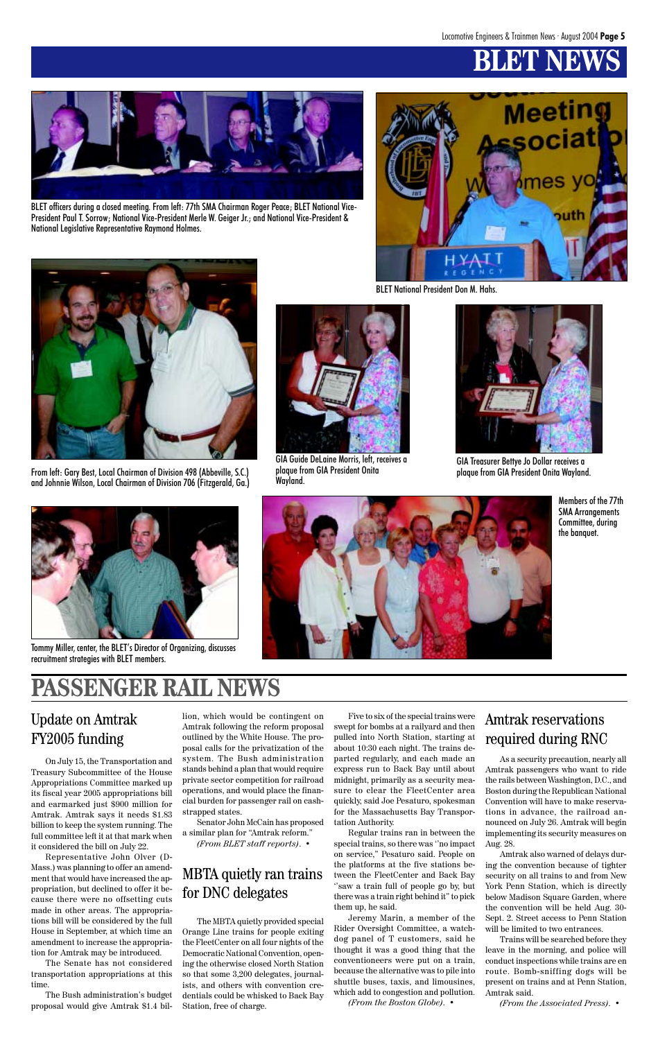# BLET NEWS

BLET officers during a closed meeting. From left: 77th SMA Chairman Roger Peace; BLET National Vice-President Paul T. Sorrow; National Vice-President Merle W. Geiger Jr.; and National Vice-President & National Legislative Representative Raymond Holmes.

BLET National President Don M. Hahs.

From left: Gary Best, Local Chairman of Division 498 (Abbeville, S.C.) and Johnnie Wilson, Local Chairman of Division 706 (Fitzgerald, Ga.)

GIA Guide DeLaine Morris, left, receives a plaque from GIA President Onita Wayland.

GIA Treasurer Bettye Jo Dollar receives a plaque from GIA President Onita Wayland.

Members of the 77th SMA Arrangements Committee, during the banquet.

Tommy Miller, center, the BLET's Director of Organizing, discusses recruitment strategies with BLET members.

# PASSENGER RAIL NEWS

## Update on Amtrak FY2005 funding

On July 15, the Transportation and Treasury Subcommittee of the House Appropriations Committee marked up its fiscal year 2005 appropriations bill and earmarked just $900 million for Amtrak. Amtrak says it needs $1.83 billion to keep the system running. The full committee left it at that mark when it considered the bill on July 22.

Representative John Olver (D-Mass.) was planning to offer an amendment that would have increased the appropriation, but declined to offer it because there were no offsetting cuts made in other areas. The appropriations bill will be considered by the full House in September, at which time an amendment to increase the appropriation for Amtrak may be introduced.

The Senate has not considered transportation appropriations at this time.

The Bush administration's budget proposal would give Amtrak $1.4 billion, which would be contingent on Amtrak following the reform proposal outlined by the White House. The proposal calls for the privatization of the system. The Bush administration stands behind a plan that would require private sector competition for railroad operations, and would place the financial burden for passenger rail on cash-strapped states.

Senator John McCain has proposed a similar plan for "Amtrak reform."

*(From BLET staff reports).* •

## MBTA quietly ran trains for DNC delegates

The MBTA quietly provided special Orange Line trains for people exiting the FleetCenter on all four nights of the Democratic National Convention, opening the otherwise closed North Station so that some 3,200 delegates, journalists, and others with convention credentials could be whisked to Back Bay Station, free of charge.

Five to six of the special trains were swept for bombs at a railyard and then pulled into North Station, starting at about 10:30 each night. The trains departed regularly, and each made an express run to Back Bay until about midnight, primarily as a security measure to clear the FleetCenter area quickly, said Joe Pesaturo, spokesman for the Massachusetts Bay Transportation Authority.

Regular trains ran in between the special trains, so there was "no impact on service," Pesaturo said. People on the platforms at the five stations between the FleetCenter and Back Bay "saw a train full of people go by, but there was a train right behind it" to pick them up, he said.

Jeremy Marin, a member of the Rider Oversight Committee, a watchdog panel of T customers, said he thought it was a good thing that the conventioneers were put on a train, because the alternative was to pile into shuttle buses, taxis, and limousines, which add to congestion and pollution.

*(From the Boston Globe).* •

## Amtrak reservations required during RNC

As a security precaution, nearly all Amtrak passengers who want to ride the rails between Washington, D.C., and Boston during the Republican National Convention will have to make reservations in advance, the railroad announced on July 26. Amtrak will begin implementing its security measures on Aug. 28.

Amtrak also warned of delays during the convention because of tighter security on all trains to and from New York Penn Station, which is directly below Madison Square Garden, where the convention will be held Aug. 30-Sept. 2. Street access to Penn Station will be limited to two entrances.

Trains will be searched before they leave in the morning, and police will conduct inspections while trains are en route. Bomb-sniffing dogs will be present on trains and at Penn Station, Amtrak said.

*(From the Associated Press).* •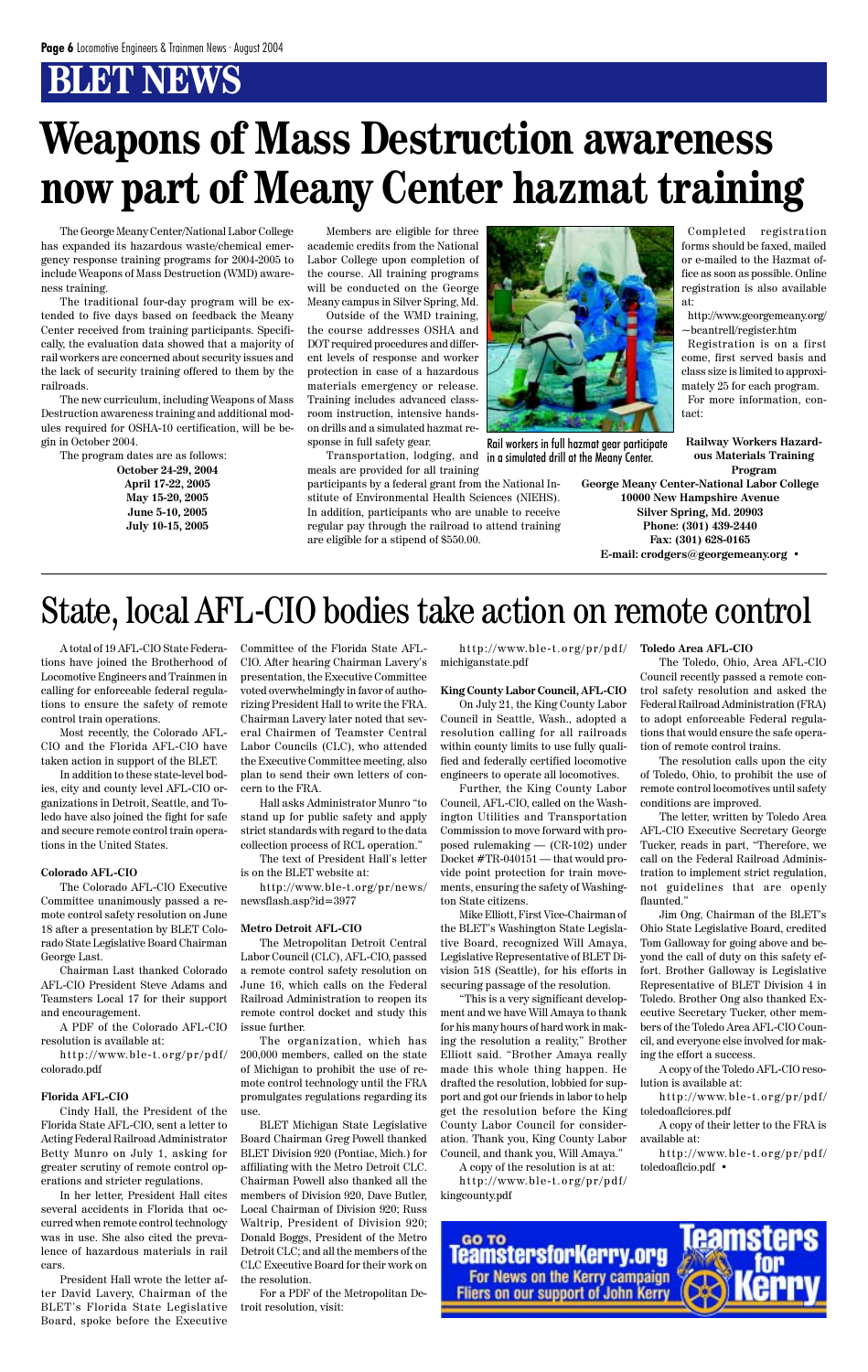## BLET NEWS

# Weapons of Mass Destruction awareness now part of Meany Center hazmat training

The George Meany Center/National Labor College has expanded its hazardous waste/chemical emergency response training programs for 2004-2005 to include Weapons of Mass Destruction (WMD) awareness training.

The traditional four-day program will be extended to five days based on feedback the Meany Center received from training participants. Specifically, the evaluation data showed that a majority of rail workers are concerned about security issues and the lack of security training offered to them by the railroads.

The new curriculum, including Weapons of Mass Destruction awareness training and additional modules required for OSHA-10 certification, will be begin in October 2004.

The program dates are as follows:

**October 24-29, 2004**
**April 17-22, 2005**
**May 15-20, 2005**
**June 5-10, 2005**
**July 10-15, 2005**

Members are eligible for three academic credits from the National Labor College upon completion of the course. All training programs will be conducted on the George Meany campus in Silver Spring, Md.

Outside of the WMD training, the course addresses OSHA and DOT required procedures and different levels of response and worker protection in case of a hazardous materials emergency or release. Training includes advanced classroom instruction, intensive hands-on drills and a simulated hazmat response in full safety gear.

Transportation, lodging, and meals are provided for all training participants by a federal grant from the National Institute of Environmental Health Sciences (NIEHS). In addition, participants who are unable to receive regular pay through the railroad to attend training are eligible for a stipend of $550.00.

Rail workers in full hazmat gear participate in a simulated drill at the Meany Center.

Completed registration forms should be faxed, mailed or e-mailed to the Hazmat office as soon as possible. Online registration is also available at:

http://www.georgemeany.org/~bcantrell/register.htm

Registration is on a first come, first served basis and class size is limited to approximately 25 for each program.

For more information, contact:

**Railway Workers Hazardous Materials Training Program**
**George Meany Center-National Labor College**
**10000 New Hampshire Avenue**
**Silver Spring, Md. 20903**
**Phone: (301) 439-2440**
**Fax: (301) 628-0165**
**E-mail: crodgers@georgemeany.org** •

# State, local AFL-CIO bodies take action on remote control

A total of 19 AFL-CIO State Federations have joined the Brotherhood of Locomotive Engineers and Trainmen in calling for enforceable federal regulations to ensure the safety of remote control train operations.

Most recently, the Colorado AFL-CIO and the Florida AFL-CIO have taken action in support of the BLET.

In addition to these state-level bodies, city and county level AFL-CIO organizations in Detroit, Seattle, and Toledo have also joined the fight for safe and secure remote control train operations in the United States.

**Colorado AFL-CIO**

The Colorado AFL-CIO Executive Committee unanimously passed a remote control safety resolution on June 18 after a presentation by BLET Colorado State Legislative Board Chairman George Last.

Chairman Last thanked Colorado AFL-CIO President Steve Adams and Teamsters Local 17 for their support and encouragement.

A PDF of the Colorado AFL-CIO resolution is available at:

http://www.ble-t.org/pr/pdf/colorado.pdf

**Florida AFL-CIO**

Cindy Hall, the President of the Florida State AFL-CIO, sent a letter to Acting Federal Railroad Administrator Betty Munro on July 1, asking for greater scrutiny of remote control operations and stricter regulations.

In her letter, President Hall cites several accidents in Florida that occurred when remote control technology was in use. She also cited the prevalence of hazardous materials in rail cars.

President Hall wrote the letter after David Lavery, Chairman of the BLET's Florida State Legislative Board, spoke before the Executive Committee of the Florida State AFL-CIO. After hearing Chairman Lavery's presentation, the Executive Committee voted overwhelmingly in favor of authorizing President Hall to write the FRA. Chairman Lavery later noted that several Chairmen of Teamster Central Labor Councils (CLC), who attended the Executive Committee meeting, also plan to send their own letters of concern to the FRA.

Hall asks Administrator Munro "to stand up for public safety and apply strict standards with regard to the data collection process of RCL operation."

The text of President Hall's letter is on the BLET website at:

http://www.ble-t.org/pr/news/newsflash.asp?id=3977

**Metro Detroit AFL-CIO**

The Metropolitan Detroit Central Labor Council (CLC), AFL-CIO, passed a remote control safety resolution on June 16, which calls on the Federal Railroad Administration to reopen its remote control docket and study this issue further.

The organization, which has 200,000 members, called on the state of Michigan to prohibit the use of remote control technology until the FRA promulgates regulations regarding its use.

BLET Michigan State Legislative Board Chairman Greg Powell thanked BLET Division 920 (Pontiac, Mich.) for affiliating with the Metro Detroit CLC. Chairman Powell also thanked all the members of Division 920, Dave Butler, Local Chairman of Division 920; Russ Waltrip, President of Division 920; Donald Boggs, President of the Metro Detroit CLC; and all the members of the CLC Executive Board for their work on the resolution.

For a PDF of the Metropolitan Detroit resolution, visit:

http://www.ble-t.org/pr/pdf/michiganstate.pdf

**King County Labor Council, AFL-CIO**

On July 21, the King County Labor Council in Seattle, Wash., adopted a resolution calling for all railroads within county limits to use fully qualified and federally certified locomotive engineers to operate all locomotives.

Further, the King County Labor Council, AFL-CIO, called on the Washington Utilities and Transportation Commission to move forward with proposed rulemaking — (CR-102) under Docket #TR-040151 — that would provide point protection for train movements, ensuring the safety of Washington State citizens.

Mike Elliott, First Vice-Chairman of the BLET's Washington State Legislative Board, recognized Will Amaya, Legislative Representative of BLET Division 518 (Seattle), for his efforts in securing passage of the resolution.

"This is a very significant development and we have Will Amaya to thank for his many hours of hard work in making the resolution a reality," Brother Elliott said. "Brother Amaya really made this whole thing happen. He drafted the resolution, lobbied for support and got our friends in labor to help get the resolution before the King County Labor Council for consideration. Thank you, King County Labor Council, and thank you, Will Amaya."

A copy of the resolution is at at:

http://www.ble-t.org/pr/pdf/kingcounty.pdf

**Toledo Area AFL-CIO**

The Toledo, Ohio, Area AFL-CIO Council recently passed a remote control safety resolution and asked the Federal Railroad Administration (FRA) to adopt enforceable Federal regulations that would ensure the safe operation of remote control trains.

The resolution calls upon the city of Toledo, Ohio, to prohibit the use of remote control locomotives until safety conditions are improved.

The letter, written by Toledo Area AFL-CIO Executive Secretary George Tucker, reads in part, "Therefore, we call on the Federal Railroad Administration to implement strict regulation, not guidelines that are openly flaunted."

Jim Ong, Chairman of the BLET's Ohio State Legislative Board, credited Tom Galloway for going above and beyond the call of duty on this safety effort. Brother Galloway is Legislative Representative of BLET Division 4 in Toledo. Brother Ong also thanked Executive Secretary Tucker, other members of the Toledo Area AFL-CIO Council, and everyone else involved for making the effort a success.

A copy of the Toledo AFL-CIO resolution is available at:

http://www.ble-t.org/pr/pdf/toledoaflciores.pdf

A copy of their letter to the FRA is available at:

http://www.ble-t.org/pr/pdf/toledoaflcio.pdf •

GO TO **TeamstersforKerry.org**
For News on the Kerry campaign
Fliers on our support of John Kerry
**Teamsters for Kerry**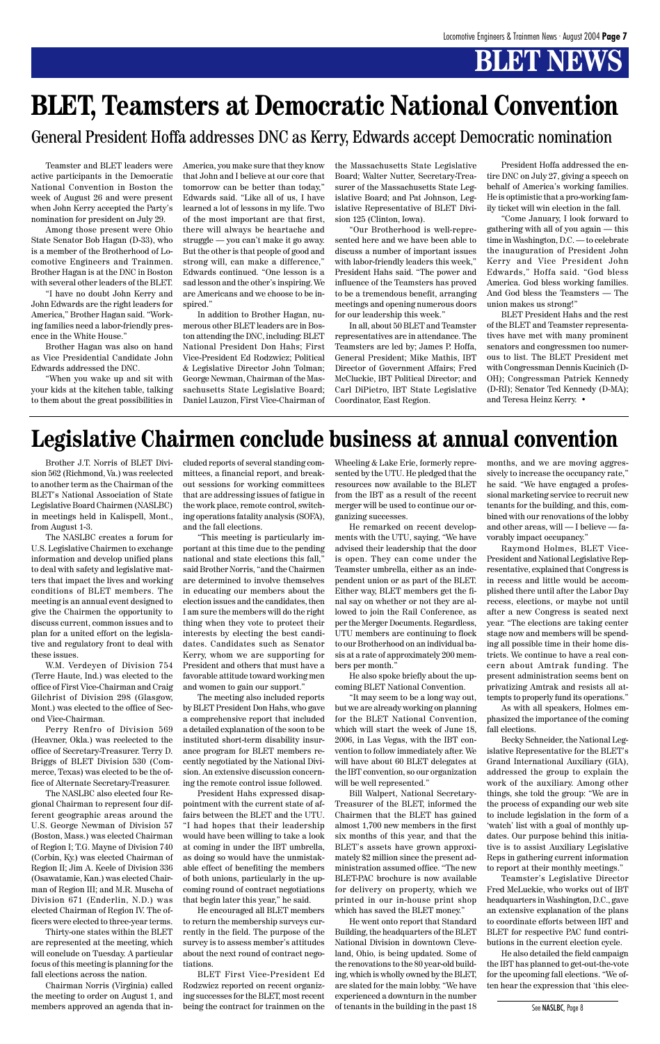# BLET NEWS

# BLET, Teamsters at Democratic National Convention

## General President Hoffa addresses DNC as Kerry, Edwards accept Democratic nomination

Teamster and BLET leaders were active participants in the Democratic National Convention in Boston the week of August 26 and were present when John Kerry accepted the Party's nomination for president on July 29.

Among those present were Ohio State Senator Bob Hagan (D-33), who is a member of the Brotherhood of Locomotive Engineers and Trainmen. Brother Hagan is at the DNC in Boston with several other leaders of the BLET.

"I have no doubt John Kerry and John Edwards are the right leaders for America," Brother Hagan said. "Working families need a labor-friendly presence in the White House."

Brother Hagan was also on hand as Vice Presidential Candidate John Edwards addressed the DNC.

"When you wake up and sit with your kids at the kitchen table, talking to them about the great possibilities in America, you make sure that they know that John and I believe at our core that tomorrow can be better than today," Edwards said. "Like all of us, I have learned a lot of lessons in my life. Two of the most important are that first, there will always be heartache and struggle — you can't make it go away. But the other is that people of good and strong will, can make a difference," Edwards continued. "One lesson is a sad lesson and the other's inspiring. We are Americans and we choose to be inspired."

In addition to Brother Hagan, numerous other BLET leaders are in Boston attending the DNC, including: BLET National President Don Hahs; First Vice-President Ed Rodzwicz; Political & Legislative Director John Tolman; George Newman, Chairman of the Massachusetts State Legislative Board; Daniel Lauzon, First Vice-Chairman of the Massachusetts State Legislative Board; Walter Nutter, Secretary-Treasurer of the Massachusetts State Legislative Board; and Pat Johnson, Legislative Representative of BLET Division 125 (Clinton, Iowa).

"Our Brotherhood is well-represented here and we have been able to discuss a number of important issues with labor-friendly leaders this week," President Hahs said. "The power and influence of the Teamsters has proved to be a tremendous benefit, arranging meetings and opening numerous doors for our leadership this week."

In all, about 50 BLET and Teamster representatives are in attendance. The Teamsters are led by; James P. Hoffa, General President; Mike Mathis, IBT Director of Government Affairs; Fred McCluckie, IBT Political Director; and Carl DiPietro, IBT State Legislative Coordinator, East Region.

President Hoffa addressed the entire DNC on July 27, giving a speech on behalf of America's working families. He is optimistic that a pro-working family ticket will win election in the fall.

"Come January, I look forward to gathering with all of you again — this time in Washington, D.C. — to celebrate the inauguration of President John Kerry and Vice President John Edwards," Hoffa said. "God bless America. God bless working families. And God bless the Teamsters — The union makes us strong!"

BLET President Hahs and the rest of the BLET and Teamster representatives have met with many prominent senators and congressmen too numerous to list. The BLET President met with Congressman Dennis Kucinich (D-OH); Congressman Patrick Kennedy (D-RI); Senator Ted Kennedy (D-MA); and Teresa Heinz Kerry. •

# Legislative Chairmen conclude business at annual convention

Brother J.T. Norris of BLET Division 562 (Richmond, Va.) was reelected to another term as the Chairman of the BLET's National Association of State Legislative Board Chairmen (NASLBC) in meetings held in Kalispell, Mont., from August 1-3.

The NASLBC creates a forum for U.S. Legislative Chairmen to exchange information and develop unified plans to deal with safety and legislative matters that impact the lives and working conditions of BLET members. The meeting is an annual event designed to give the Chairmen the opportunity to discuss current, common issues and to plan for a united effort on the legislative and regulatory front to deal with these issues.

W.M. Verdeyen of Division 754 (Terre Haute, Ind.) was elected to the office of First Vice-Chairman and Craig Gilchrist of Division 298 (Glasgow, Mont.) was elected to the office of Second Vice-Chairman.

Perry Renfro of Division 569 (Heavner, Okla.) was reelected to the office of Secretary-Treasurer. Terry D. Briggs of BLET Division 530 (Commerce, Texas) was elected to be the office of Alternate Secretary-Treasurer.

The NASLBC also elected four Regional Chairman to represent four different geographic areas around the U.S. George Newman of Division 57 (Boston, Mass.) was elected Chairman of Region I; T.G. Mayne of Division 740 (Corbin, Ky.) was elected Chairman of Region II; Jim A. Keele of Division 336 (Osawatamie, Kan.) was elected Chairman of Region III; and M.R. Muscha of Division 671 (Enderlin, N.D.) was elected Chairman of Region IV. The officers were elected to three-year terms.

Thirty-one states within the BLET are represented at the meeting, which will conclude on Tuesday. A particular focus of this meeting is planning for the fall elections across the nation.

Chairman Norris (Virginia) called the meeting to order on August 1, and members approved an agenda that included reports of several standing committees, a financial report, and breakout sessions for working committees that are addressing issues of fatigue in the work place, remote control, switching operations fatality analysis (SOFA), and the fall elections.

"This meeting is particularly important at this time due to the pending national and state elections this fall," said Brother Norris, "and the Chairmen are determined to involve themselves in educating our members about the election issues and the candidates, then I am sure the members will do the right thing when they vote to protect their interests by electing the best candidates. Candidates such as Senator Kerry, whom we are supporting for President and others that must have a favorable attitude toward working men and women to gain our support."

The meeting also included reports by BLET President Don Hahs, who gave a comprehensive report that included a detailed explanation of the soon to be instituted short-term disability insurance program for BLET members recently negotiated by the National Division. An extensive discussion concerning the remote control issue followed.

President Hahs expressed disappointment with the current state of affairs between the BLET and the UTU. "I had hopes that their leadership would have been willing to take a look at coming in under the IBT umbrella, as doing so would have the unmistakable effect of benefiting the members of both unions, particularly in the upcoming round of contract negotiations that begin later this year," he said.

He encouraged all BLET members to return the membership surveys currently in the field. The purpose of the survey is to assess member's attitudes about the next round of contract negotiations.

BLET First Vice-President Ed Rodzwicz reported on recent organizing successes for the BLET, most recent being the contract for trainmen on the Wheeling & Lake Erie, formerly represented by the UTU. He pledged that the resources now available to the BLET from the IBT as a result of the recent merger will be used to continue our organizing successes.

He remarked on recent developments with the UTU, saying, "We have advised their leadership that the door is open. They can come under the Teamster umbrella, either as an independent union or as part of the BLET. Either way, BLET members get the final say on whether or not they are allowed to join the Rail Conference, as per the Merger Documents. Regardless, UTU members are continuing to flock to our Brotherhood on an individual basis at a rate of approximately 200 members per month."

He also spoke briefly about the upcoming BLET National Convention.

"It may seem to be a long way out, but we are already working on planning for the BLET National Convention, which will start the week of June 18, 2006, in Las Vegas, with the IBT convention to follow immediately after. We will have about 60 BLET delegates at the IBT convention, so our organization will be well represented."

Bill Walpert, National Secretary-Treasurer of the BLET, informed the Chairmen that the BLET has gained almost 1,700 new members in the first six months of this year, and that the BLET's assets have grown approximately $2 million since the present administration assumed office. "The new BLET-PAC brochure is now available for delivery on property, which we printed in our in-house print shop which has saved the BLET money."

He went onto report that Standard Building, the headquarters of the BLET National Division in downtown Cleveland, Ohio, is being updated. Some of the renovations to the 80 year-old building, which is wholly owned by the BLET, are slated for the main lobby. "We have experienced a downturn in the number of tenants in the building in the past 18 months, and we are moving aggressively to increase the occupancy rate," he said. "We have engaged a professional marketing service to recruit new tenants for the building, and this, combined with our renovations of the lobby and other areas, will — I believe — favorably impact occupancy."

Raymond Holmes, BLET Vice-President and National Legislative Representative, explained that Congress is in recess and little would be accomplished there until after the Labor Day recess, elections, or maybe not until after a new Congress is seated next year. "The elections are taking center stage now and members will be spending all possible time in their home districts. We continue to have a real concern about Amtrak funding. The present administration seems bent on privatizing Amtrak and resists all attempts to properly fund its operations."

As with all speakers, Holmes emphasized the importance of the coming fall elections.

Becky Schneider, the National Legislative Representative for the BLET's Grand International Auxiliary (GIA), addressed the group to explain the work of the auxiliary. Among other things, she told the group: "We are in the process of expanding our web site to include legislation in the form of a 'watch' list with a goal of monthly updates. Our purpose behind this initiative is to assist Auxiliary Legislative Reps in gathering current information to report at their monthly meetings."

Teamster's Legislative Director Fred McLuckie, who works out of IBT headquarters in Washington, D.C., gave an extensive explanation of the plans to coordinate efforts between IBT and BLET for respective PAC fund contributions in the current election cycle.

He also detailed the field campaign the IBT has planned to get-out-the-vote for the upcoming fall elections. "We often hear the expression that 'this elec-

See NASLBC, Page 8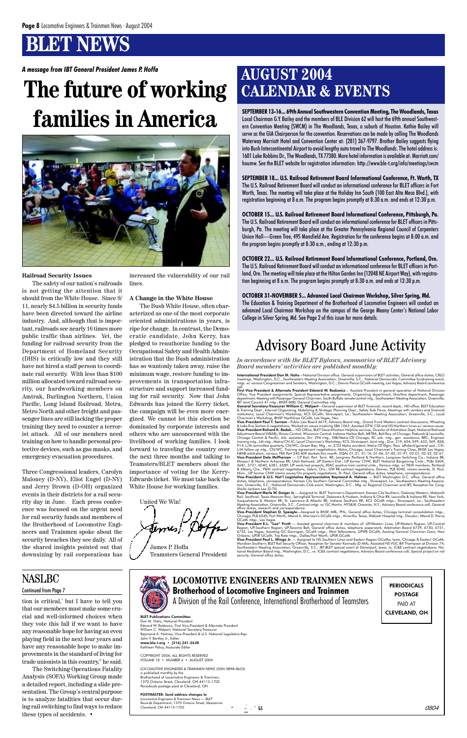# BLET NEWS

*A message from IBT General President James P. Hoffa*

# The future of working families in America

### Railroad Security Issues

The safety of our nation's railroads is not getting the attention that it should from the White House. Since 9/11, nearly $4.5 billion in security funds have been directed toward the airline industry. And, although that is important, railroads see nearly 16 times more public traffic than airlines. Yet, the funding for railroad security from the Department of Homeland Security (DHS) is critically low and they still have not hired a staff person to coordinate rail security. With less than $100 million allocated toward railroad security, our hardworking members on Amtrak, Burlington Northern, Union Pacific, Long Island Railroad, Metra, Metro North and other freight and passenger lines are still lacking the proper training they need to counter a terrorist attack. All of our members need training on how to handle personal protective devices, such as gas masks, and emergency evacuation procedures.

Three Congressional leaders, Carolyn Maloney (D-NY), Eliot Engel (D-NY) and Jerry Brown (D-OH) organized events in their districts for a rail security day in June. Each press conference was focused on the urgent need for rail security funds and members of the Brotherhood of Locomotive Engineers and Trainmen spoke about the security breaches they see daily. All of the shared insights pointed out that downsizing by rail corporations has increased the vulnerability of our rail lines.

### A Change in the White House

The Bush White House, often characterized as one of the most corporate oriented administrations in years, is ripe for change. In contrast, the Democratic candidate, John Kerry, has pledged to reauthorize funding to the Occupational Safety and Health Administration that the Bush administration has so wantonly taken away, raise the minimum wage, restore funding to improvements in transportation infrastructure and support increased funding for rail security. Now that John Edwards has joined the Kerry ticket, the campaign will be even more energized. We cannot let this election be dominated by corporate interests and others who are unconcerned with the livelihood of working families. I look forward to traveling the country over the next three months and talking to Teamsters/BLET members about the importance of voting for the Kerry-Edwards ticket. We must take back the White House for working families.

United We Win!

James P. Hoffa
Teamsters General President

# AUGUST 2004 CALENDAR & EVENTS

**SEPTEMBER 13-16... 69th Annual Southwestern Convention Meeting, The Woodlands, Texas**
Local Chairman G.Y. Bailey and the members of BLE Division 62 will host the 69th annual Southwestern Convention Meeting (SWCM) in The Woodlands, Texas, a suburb of Houston. Kathie Bailey will serve as the GIA Chairperson for the convention. Reservations can be made by calling The Woodlands Waterway Marriott Hotel and Convention Center at: (281) 367-9797. Brother Bailey suggests flying into Bush Intercontinental Airport to avoid lengthy auto travel to The Woodlands. The hotel address is: 1601 Lake Robbins Dr., The Woodlands, TX 77380. More hotel information is available at: Marriott.com/houmw. See the BLET website for registration information: http://www.ble-t.org/info/meetings/swcm

**SEPTEMBER 18... U.S. Railroad Retirement Board Informational Conference, Ft. Worth, TX**
The U.S. Railroad Retirement Board will conduct an informational conference for BLET officers in Fort Worth, Texas. The meeting will take place at the Holiday Inn South (100 East Alta Mesa Blvd.), with registration beginning at 8 a.m. The program begins promptly at 8:30 a.m. and ends at 12:30 p.m.

**OCTOBER 15... U.S. Railroad Retirement Board Informational Conference, Pittsburgh, Pa.**
The U.S. Railroad Retirement Board will conduct an informational conference for BLET officers in Pittsburgh, Pa. The meeting will take place at the Greater Pennsylvania Regional Council of Carpenters Union Hall—Green Tree, 495 Mansfield Ave. Registration for the conference begins at 8:00 a.m. and the program begins promptly at 8:30 a.m., ending at 12:30 p.m.

**OCTOBER 22... U.S. Railroad Retirement Board Informational Conference, Portland, Ore.**
The U.S. Railroad Retirement Board will conduct an informational conference for BLET officers in Portland, Ore. The meeting will take place at the Hilton Garden Inn (12048 NE Airport Way), with registration beginning at 8 a.m. The program begins promptly at 8:30 a.m. and ends at 12:30 p.m.

**OCTOBER 31-NOVEMBER 5... Advanced Local Chairman Workshop, Silver Spring, Md.**
The Education & Training Department of the Brotherhood of Locomotive Engineers will conduct an advanced Local Chairman Workshop on the campus of the George Meany Center's National Labor College in Silver Spring, Md. See Page 2 of this issue for more details.

# Advisory Board June Activity

*In accordance with the BLET Bylaws, summaries of BLET Advisory Board members' activities are published monthly:*

**International President Don M. Hahs**—National Division office: General supervision of BLET activities; General office duties; CRLO meetings, Washington, D.C.; Southeastern Meeting Association, Greenville, S.C.; National Democratic Committee fundraising event, mtgs. w/ various Congressmen and Senators, Washington, D.C., Dennis Pierce GCofA meeting, Las Vegas; Advisory Board conference call.

**First Vice-President & Alternate President Edward W. Rodzwicz**— Assisted President in general operation of National Division Office; Vice President assignments; Special Representative assignments; Organizing department; Shortline department, Passenger department; Meeting with Passenger General Chairmen, South Buffalo remote control mtg.; Southeastern Meeting Association, Greenville; IBT Joint Council 41 mtg.; BNSF-MRL General Committee mtg.

**General Secretary-Treasurer William C. Walpert**—General supervision of BLET financial, record depts.; ND office; BLET Education & Training Dept.; Internal Organizing, Mobilizing & Strategic Planning Dept.; Safety Task Force; Meetings with vendors and financial institutions; Local Chairman's Workshop, KCS GCofA, Shreveport, La.; Southeastern Meeting Association, Greenville, S.C.; Local Chairman's Workshop, BNSF Northlines GCofA, Las Vegas, Nev.

**Vice-President Paul T. Sorrow**—Public Law Board 6619; Advisory Board mtg.; Grand Trunk Western contract discussions; Wheeling & Lake Erie Section 6 negotiations; Worked on issues involving SBA 1063; Assisted GTW, CSX and NS Northern Lines w/ various issues.

**Vice-President Richard K. Radek**— ND Office; BLET Decertification Helpline services; Director of Arbitration Dept; National Railroad Adjustment Board (NRAB); Illinois Central; Wisconsin Central; Indiana Harbor Belt; METRA; Belt Rwy of Chicago; Paducah & Louisville; Chicago Central & Pacific; Arb. assistance, Div. 294 mtg., IHB/Metra-CP, Chicago; RC arb. mtg., gen. assistance, BRC; Engineer training mtg., LM mtg., Metra/CN-IC; Local Chairman's Workshop, KCS, Shreveport; Joint mtg., Divs. 219, 604, 599, 632, 569, 858, 914; L/M committee quarterly, CN/WC, Green Bay; Mtg., re: 2/23 Metra accident, Metra-CP, Elgin; Pass. affidavit/general asst., CN-L/M follow-up mtg., CN/WC; Training agreement negotiations, Metra, Chicago; Local Chairman's Training Class, BNSF, Las Vegas; NRAB arbitration, various; FRA Part 240.409 dockets this month: EQAL 01-21; 01-16; 01-06; 01-82; 01-91; 02-01; 02-52; 02-67.

**Vice-President Dale McPherson** — CP Rail; Port. Term. RR; Longview Portland & Northern; Longview Switching Co.; Indiana RR; Missouri & Northern Arkansas RR; Utah Railroad; UP Eastern Dist.; UP former CNW; BLET National Bargaining Cmte., PLBs 5604, 5681, 5721, 6040, 6281, 6589; UP work/rest projects; RSAC positive train control cmte.; Various mtgs. w/ P&W members, Portland & Albany, Ore.; P&W contract negotiations, Salem, Ore.; GW RR contract negotiations, Denver; PLB 6040, review awards, St. Paul, Minn.; UP former CNW claims issues/On property negotiations, St. Paul; General office duties, telephone, correspondence.

**Vice-President & U.S. Nat'l Legislative Representative Raymond A. Holmes** — BLET Washington D.C. office; General office duties, telephone, correspondence; Kansas City Southern General Committee mtg., Shreveport, La.; Southeastern Meeting Association, Greenville, S.C.; National Democratic Club event, Washington, D.C.; Mtg. w/ Regional Chairmen and IBT; Reception for Cong. Sheila Jackson Lee (D-TX).

**Vice-President Merle W. Geiger Jr.**— Assigned to: BLET Trainmen's Department; Kansas City Southern; Gateway Western; Midsouth Rail; Southrail; Texas-Mexican Rwy.; Springfield Terminal, Delaware & Hudson; Indiana & Ohio RR; Louisville & Indiana RR; New York, Susquehanna & Western RR; St. Lawrence & Atlantic RR; Indiana Southern RR; KCS GCofA mtgs., Shreveport, La.; Southeastern Meeting Association, Greenville, S.C.; Contract mtgs. w/ GC Martin, NYS&W, Oneonta, N.Y.; Advisory Board conference call; General office duties, research and correspondence.

**Vice-President Stephen D. Speagle**—Assigned to BNSF, MRL, PHL; General office duties; Chicago terminal consolidation mtgs., Chicago; PLB 6540, Fort Worth; Attend A. Morrison's GCofA mtgs., Amarillo, Texas; Wabash Hospital mtg., Decatur; Attend D. Pierce GCofA mtgs., Las Vegas.

**Vice-President E.L. "Lee" Pruitt** — Assisted general chairmen & members of: UP-Western Lines; UP-Western Region; UP-Central Region; UP-Southern Region; UP-Tacoma Belt; General office duties, telephone paperwork; Arbitration Board 6729, 6730, 6731, 6732, Las Vegas; Assisting GC Donnigan, GCofA mtgs., West Yellowstone, UPWR GCofA; Assiting General Chairman Gore, New Orleans, UPSR GCofA; Trip Rate mtgs., Dallas/Fort Worth, UPSR GCofA.

**Vice-President Paul L. Wingo Jr.** — Assigned to NS-Southern Lines and Eastern Region GCofAs; Iowa, Chicago & Eastern GCofA; Meridian Southern; BLET Rail Security Officer; Reception for Senator Kennedy (D-MA); Assisted NS VGC Bill Thompson at Division 74; Southeastern Meeting Association, Greenville, S.C.; IBT-BLET special event at Davenport, Iowa, re: IC&E contract negotiations; National Mediation Board mtg., Washington, D.C., re: IC&E contract negotiations; Advisory Board conference call; Special project on rail security; General office duties.

## NASLBC

Continued from Page 7

tion is critical,' but I have to tell you that our members must make some crucial and well-informed choices when they vote this fall if we want to have any reasonable hope for having an even playing field in the next four years and have any reasonable hope to make improvements in the standard of living for trade unionists in this country," he said.

The Switching Operations Fatality Analysis (SOFA) Working Group made a detailed report, including a slide presentation. The Group's central purpose is to analyze fatalities that occur during rail switching to find ways to reduce these types of accidents. •

## LOCOMOTIVE ENGINEERS AND TRAINMEN NEWS
**Brotherhood of Locomotive Engineers and Trainmen**
A Division of the Rail Conference, International Brotherhood of Teamsters

**PERIODICALS POSTAGE PAID AT CLEVELAND, OH**

**BLET Publications Committee:**
Don M. Hahs, National President
Edward W. Rodzwicz, First Vice-President & Alternate President
William C. Walpert, National Secretary-Treasurer
Raymond A. Holmes, Vice-President & U.S. National Legislative Rep.
John V. Bentley Jr., Editor
**www.ble-t.org • (216) 241-2630**
Kathleen Policy, Associate Editor

COPYRIGHT 2004, ALL RIGHTS RESERVED
*VOLUME 18 • NUMBER 6 • AUGUST 2004*

*LOCOMOTIVE ENGINEERS & TRAINMEN NEWS* (ISSN 0898-8625) is published monthly by the Brotherhood of Locomotive Engineers & Trainmen, 1370 Ontario Street, Cleveland, OH 44113-1702. Periodicals postage paid at Cleveland, OH.

**POSTMASTER: Send address changes to** *Locomotive Engineers & Trainmen News — BLET* Records Department, 1370 Ontario Street, Mezzanine Cleveland, OH 44113-1702.

0804